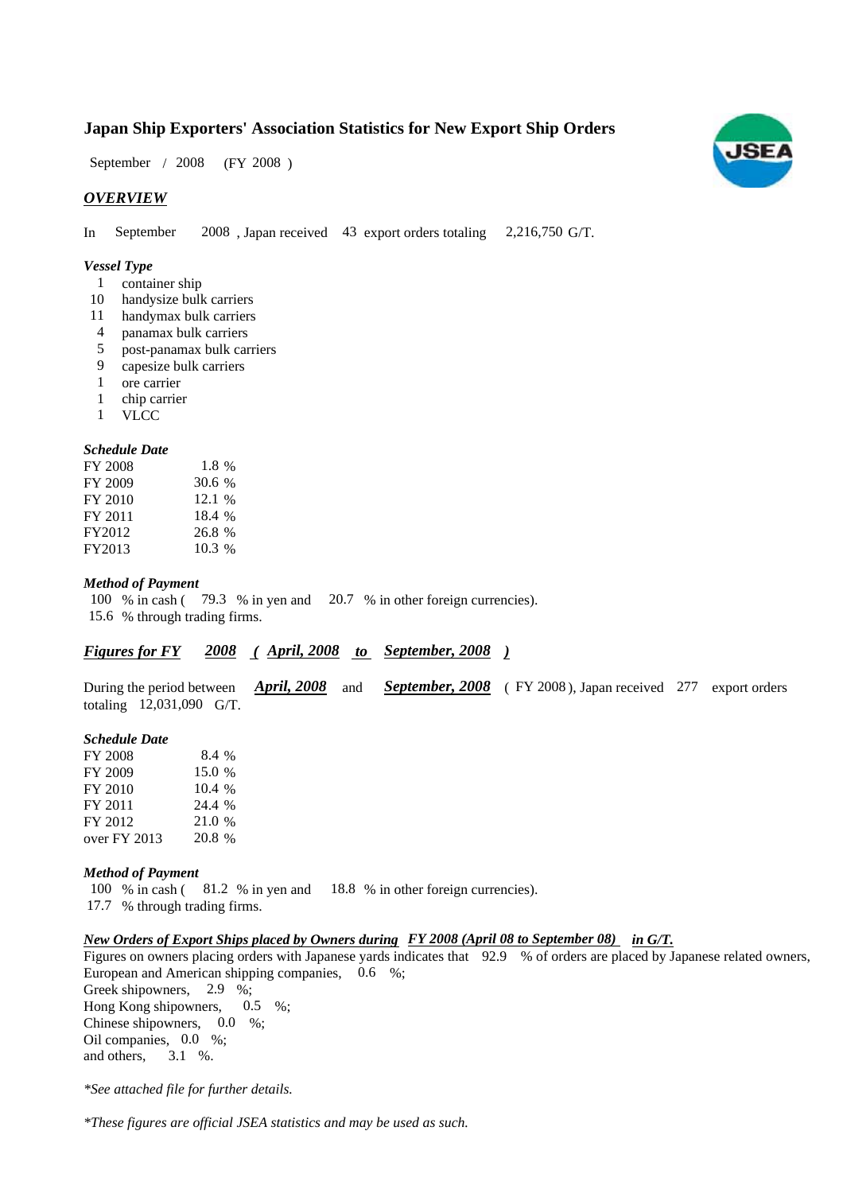# Japan Ship Exporters' Association Statistics for New Export Ship Orders

September / 2008 (FY 2008 )

## *OVERVIEW*

In September 2008 , Japan received 43 export orders totaling 2,216,750 G/T.

### *Vessel Type*

| | |
|---|---|
| 1 | container ship |
| 10 | handysize bulk carriers |
| 11 | handymax bulk carriers |
| 4 | panamax bulk carriers |
| 5 | post-panamax bulk carriers |
| 9 | capesize bulk carriers |
| 1 | ore carrier |
| 1 | chip carrier |
| 1 | VLCC |

### *Schedule Date*

| | |
|---|---|
| FY 2008 | 1.8 % |
| FY 2009 | 30.6 % |
| FY 2010 | 12.1 % |
| FY 2011 | 18.4 % |
| FY2012 | 26.8 % |
| FY2013 | 10.3 % |

### *Method of Payment*

100 % in cash ( 79.3 % in yen and 20.7 % in other foreign currencies).
15.6 % through trading firms.

## *Figures for FY 2008 ( April, 2008 to September, 2008 )*

During the period between ***April, 2008*** and ***September, 2008*** ( FY 2008 ), Japan received 277 export orders totaling 12,031,090 G/T.

### *Schedule Date*

| | |
|---|---|
| FY 2008 | 8.4 % |
| FY 2009 | 15.0 % |
| FY 2010 | 10.4 % |
| FY 2011 | 24.4 % |
| FY 2012 | 21.0 % |
| over FY 2013 | 20.8 % |

### *Method of Payment*

100 % in cash ( 81.2 % in yen and 18.8 % in other foreign currencies).
17.7 % through trading firms.

### *New Orders of Export Ships placed by Owners during FY 2008 (April 08 to September 08) in G/T.*

Figures on owners placing orders with Japanese yards indicates that 92.9 % of orders are placed by Japanese related owners,
European and American shipping companies, 0.6 %;
Greek shipowners, 2.9 %;
Hong Kong shipowners, 0.5 %;
Chinese shipowners, 0.0 %;
Oil companies, 0.0 %;
and others, 3.1 %.

*\*See attached file for further details.*

*\*These figures are official JSEA statistics and may be used as such.*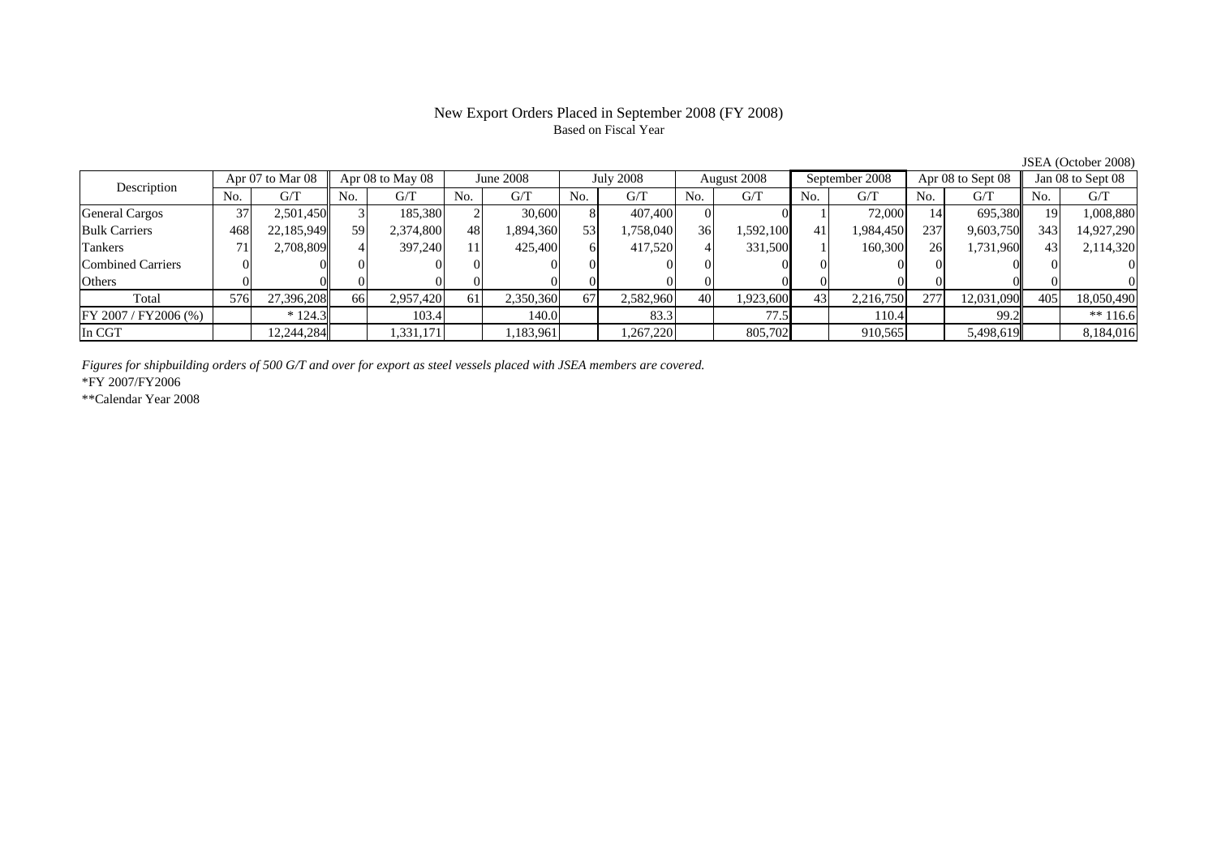# New Export Orders Placed in September 2008 (FY 2008)

Based on Fiscal Year

JSEA (October 2008)

| Description | Apr 07 to Mar 08 | | Apr 08 to May 08 | | June 2008 | | July 2008 | | August 2008 | | September 2008 | | Apr 08 to Sept 08 | | Jan 08 to Sept 08 | |
|---|---|---|---|---|---|---|---|---|---|---|---|---|---|---|---|---|
| | No. | G/T | No. | G/T | No. | G/T | No. | G/T | No. | G/T | No. | G/T | No. | G/T | No. | G/T |
| General Cargos | 37 | 2,501,450 | 3 | 185,380 | 2 | 30,600 | 8 | 407,400 | 0 | 0 | 1 | 72,000 | 14 | 695,380 | 19 | 1,008,880 |
| Bulk Carriers | 468 | 22,185,949 | 59 | 2,374,800 | 48 | 1,894,360 | 53 | 1,758,040 | 36 | 1,592,100 | 41 | 1,984,450 | 237 | 9,603,750 | 343 | 14,927,290 |
| Tankers | 71 | 2,708,809 | 4 | 397,240 | 11 | 425,400 | 6 | 417,520 | 4 | 331,500 | 1 | 160,300 | 26 | 1,731,960 | 43 | 2,114,320 |
| Combined Carriers | 0 | 0 | 0 | 0 | 0 | 0 | 0 | 0 | 0 | 0 | 0 | 0 | 0 | 0 | 0 | 0 |
| Others | 0 | 0 | 0 | 0 | 0 | 0 | 0 | 0 | 0 | 0 | 0 | 0 | 0 | 0 | 0 | 0 |
| Total | 576 | 27,396,208 | 66 | 2,957,420 | 61 | 2,350,360 | 67 | 2,582,960 | 40 | 1,923,600 | 43 | 2,216,750 | 277 | 12,031,090 | 405 | 18,050,490 |
| FY 2007 / FY2006 (%) | | * 124.3 | | 103.4 | | 140.0 | | 83.3 | | 77.5 | | 110.4 | | 99.2 | | ** 116.6 |
| In CGT | | 12,244,284 | | 1,331,171 | | 1,183,961 | | 1,267,220 | | 805,702 | | 910,565 | | 5,498,619 | | 8,184,016 |

*Figures for shipbuilding orders of 500 G/T and over for export as steel vessels placed with JSEA members are covered.*

*FY 2007/FY2006

**Calendar Year 2008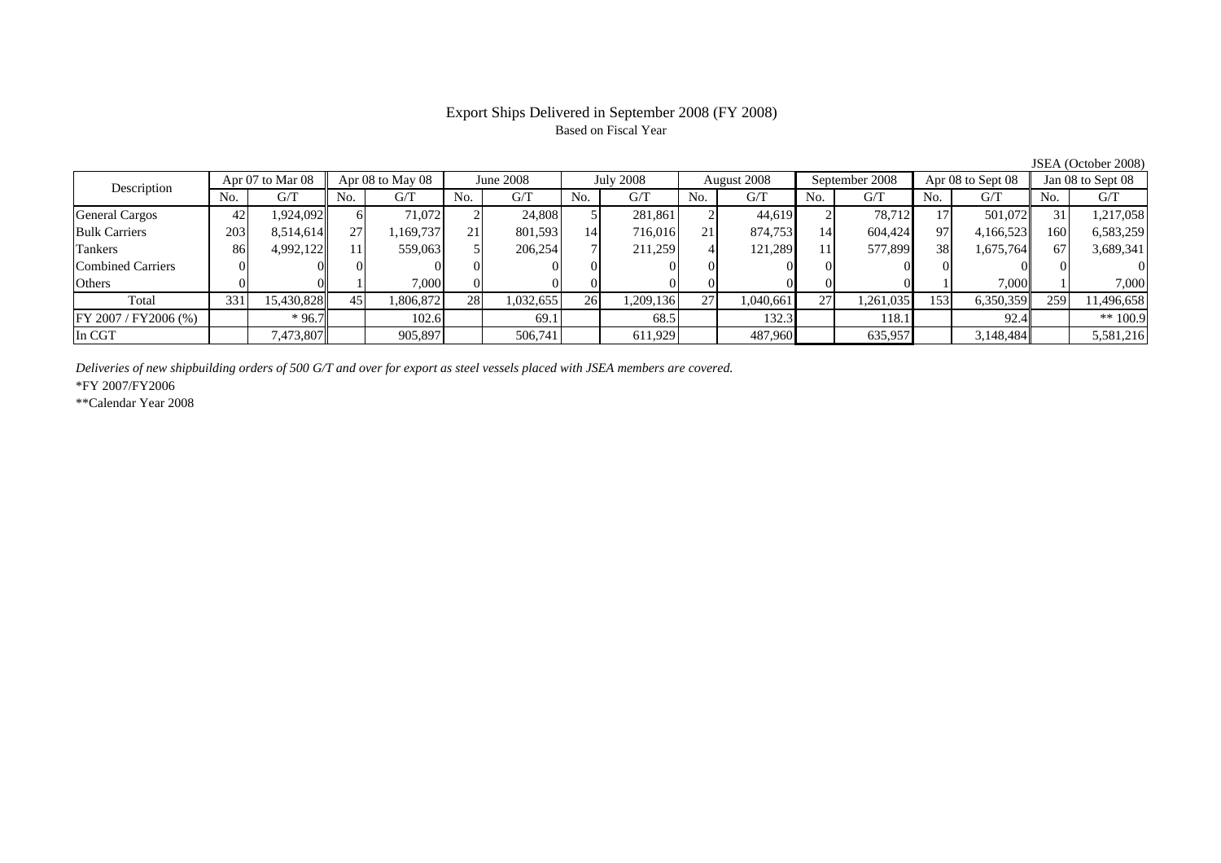# Export Ships Delivered in September 2008 (FY 2008)

Based on Fiscal Year

JSEA (October 2008)

| Description | Apr 07 to Mar 08 | | Apr 08 to May 08 | | June 2008 | | July 2008 | | August 2008 | | September 2008 | | Apr 08 to Sept 08 | | Jan 08 to Sept 08 | |
|---|---|---|---|---|---|---|---|---|---|---|---|---|---|---|---|---|
| | No. | G/T | No. | G/T | No. | G/T | No. | G/T | No. | G/T | No. | G/T | No. | G/T | No. | G/T |
| General Cargos | 42 | 1,924,092 | 6 | 71,072 | 2 | 24,808 | 5 | 281,861 | 2 | 44,619 | 2 | 78,712 | 17 | 501,072 | 31 | 1,217,058 |
| Bulk Carriers | 203 | 8,514,614 | 27 | 1,169,737 | 21 | 801,593 | 14 | 716,016 | 21 | 874,753 | 14 | 604,424 | 97 | 4,166,523 | 160 | 6,583,259 |
| Tankers | 86 | 4,992,122 | 11 | 559,063 | 5 | 206,254 | 7 | 211,259 | 4 | 121,289 | 11 | 577,899 | 38 | 1,675,764 | 67 | 3,689,341 |
| Combined Carriers | 0 | 0 | 0 | 0 | 0 | 0 | 0 | 0 | 0 | 0 | 0 | 0 | 0 | 0 | 0 | 0 |
| Others | 0 | 0 | 1 | 7,000 | 0 | 0 | 0 | 0 | 0 | 0 | 0 | 0 | 1 | 7,000 | 1 | 7,000 |
| Total | 331 | 15,430,828 | 45 | 1,806,872 | 28 | 1,032,655 | 26 | 1,209,136 | 27 | 1,040,661 | 27 | 1,261,035 | 153 | 6,350,359 | 259 | 11,496,658 |
| FY 2007 / FY2006 (%) | | * 96.7 | | 102.6 | | 69.1 | | 68.5 | | 132.3 | | 118.1 | | 92.4 | | ** 100.9 |
| In CGT | | 7,473,807 | | 905,897 | | 506,741 | | 611,929 | | 487,960 | | 635,957 | | 3,148,484 | | 5,581,216 |

*Deliveries of new shipbuilding orders of 500 G/T and over for export as steel vessels placed with JSEA members are covered.*

*FY 2007/FY2006

**Calendar Year 2008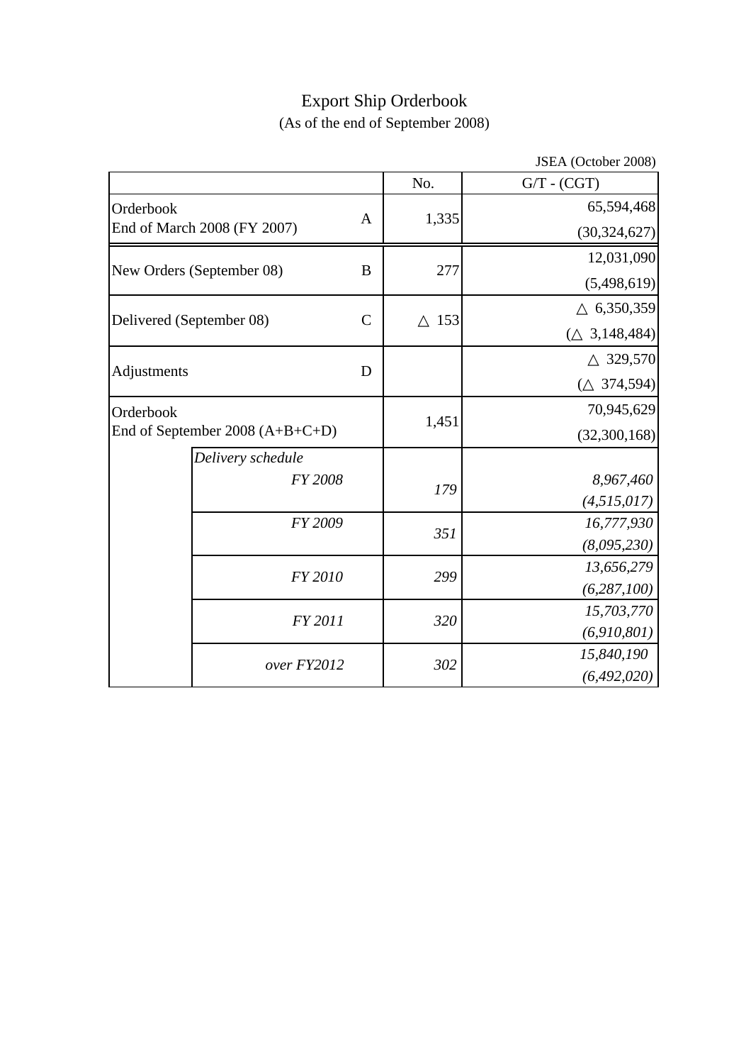# Export Ship Orderbook

(As of the end of September 2008)

JSEA (October 2008)

| | | | No. | G/T - (CGT) |
|---|---|---|---|---|
| Orderbook<br>End of March 2008 (FY 2007) | | A | 1,335 | 65,594,468<br>(30,324,627) |
| New Orders (September 08) | | B | 277 | 12,031,090<br>(5,498,619) |
| Delivered (September 08) | | C | △ 153 | △ 6,350,359<br>(△ 3,148,484) |
| Adjustments | | D | | △ 329,570<br>(△ 374,594) |
| Orderbook<br>End of September 2008 (A+B+C+D) | | | 1,451 | 70,945,629<br>(32,300,168) |
| | *Delivery schedule* | | | |
| | *FY 2008* | | *179* | *8,967,460*<br>*(4,515,017)* |
| | *FY 2009* | | *351* | *16,777,930*<br>*(8,095,230)* |
| | *FY 2010* | | *299* | *13,656,279*<br>*(6,287,100)* |
| | *FY 2011* | | *320* | *15,703,770*<br>*(6,910,801)* |
| | *over FY2012* | | *302* | *15,840,190*<br>*(6,492,020)* |